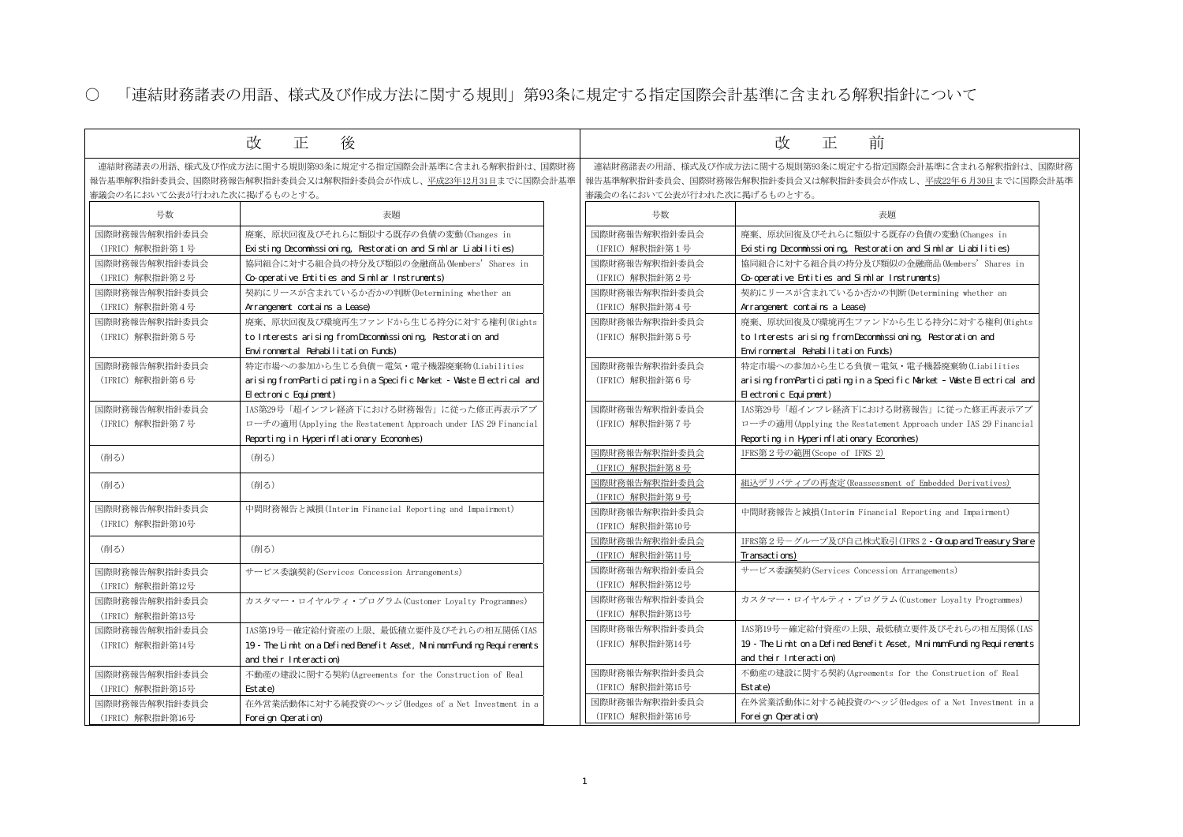○　「連結財務諸表の用語、様式及び作成方法に関する規則」第93条に規定する指定国際会計基準に含まれる解釈指針について

| 改　正　後 | | 改　正　前 | |
|---|---|---|---|
| 連結財務諸表の用語、様式及び作成方法に関する規則第93条に規定する指定国際会計基準に含まれる解釈指針は、国際財務報告基準解釈指針委員会、国際財務報告解釈指針委員会又は解釈指針委員会が作成し、平成23年12月31日までに国際会計基準審議会の名において公表が行われた次に掲げるものとする。 | | 連結財務諸表の用語、様式及び作成方法に関する規則第93条に規定する指定国際会計基準に含まれる解釈指針は、国際財務報告基準解釈指針委員会、国際財務報告解釈指針委員会又は解釈指針委員会が作成し、平成22年６月30日までに国際会計基準審議会の名において公表が行われた次に掲げるものとする。 | |
| 号数 | 表題 | 号数 | 表題 |
| 国際財務報告解釈指針委員会（IFRIC）解釈指針第１号 | 廃棄、原状回復及びそれらに類似する既存の負債の変動(Changes in Existing Decommissioning, Restoration and Similar Liabilities) | 国際財務報告解釈指針委員会（IFRIC）解釈指針第１号 | 廃棄、原状回復及びそれらに類似する既存の負債の変動(Changes in Existing Decommissioning, Restoration and Similar Liabilities) |
| 国際財務報告解釈指針委員会（IFRIC）解釈指針第２号 | 協同組合に対する組合員の持分及び類似の金融商品(Members' Shares in Co-operative Entities and Similar Instruments) | 国際財務報告解釈指針委員会（IFRIC）解釈指針第２号 | 協同組合に対する組合員の持分及び類似の金融商品(Members' Shares in Co-operative Entities and Similar Instruments) |
| 国際財務報告解釈指針委員会（IFRIC）解釈指針第４号 | 契約にリースが含まれているか否かの判断(Determining whether an Arrangement contains a Lease) | 国際財務報告解釈指針委員会（IFRIC）解釈指針第４号 | 契約にリースが含まれているか否かの判断(Determining whether an Arrangement contains a Lease) |
| 国際財務報告解釈指針委員会（IFRIC）解釈指針第５号 | 廃棄、原状回復及び環境再生ファンドから生じる持分に対する権利(Rights to Interests arising from Decommissioning, Restoration and Environmental Rehabilitation Funds) | 国際財務報告解釈指針委員会（IFRIC）解釈指針第５号 | 廃棄、原状回復及び環境再生ファンドから生じる持分に対する権利(Rights to Interests arising from Decommissioning, Restoration and Environmental Rehabilitation Funds) |
| 国際財務報告解釈指針委員会（IFRIC）解釈指針第６号 | 特定市場への参加から生じる負債－電気・電子機器廃棄物(Liabilities arising from Participating in a Specific Market - Waste Electrical and Electronic Equipment) | 国際財務報告解釈指針委員会（IFRIC）解釈指針第６号 | 特定市場への参加から生じる負債－電気・電子機器廃棄物(Liabilities arising from Participating in a Specific Market - Waste Electrical and Electronic Equipment) |
| 国際財務報告解釈指針委員会（IFRIC）解釈指針第７号 | IAS第29号「超インフレ経済下における財務報告」に従った修正再表示アプローチの適用(Applying the Restatement Approach under IAS 29 Financial Reporting in Hyperinflationary Economies) | 国際財務報告解釈指針委員会（IFRIC）解釈指針第７号 | IAS第29号「超インフレ経済下における財務報告」に従った修正再表示アプローチの適用(Applying the Restatement Approach under IAS 29 Financial Reporting in Hyperinflationary Economies) |
| （削る） | （削る） | 国際財務報告解釈指針委員会（IFRIC）解釈指針第８号 | IFRS第２号の範囲(Scope of IFRS 2) |
| （削る） | （削る） | 国際財務報告解釈指針委員会（IFRIC）解釈指針第９号 | 組込デリバティブの再査定(Reassessment of Embedded Derivatives) |
| 国際財務報告解釈指針委員会（IFRIC）解釈指針第10号 | 中間財務報告と減損(Interim Financial Reporting and Impairment) | 国際財務報告解釈指針委員会（IFRIC）解釈指針第10号 | 中間財務報告と減損(Interim Financial Reporting and Impairment) |
| （削る） | （削る） | 国際財務報告解釈指針委員会（IFRIC）解釈指針第11号 | IFRS第２号－グループ及び自己株式取引(IFRS 2 - Group and Treasury Share Transactions) |
| 国際財務報告解釈指針委員会（IFRIC）解釈指針第12号 | サービス委譲契約(Services Concession Arrangements) | 国際財務報告解釈指針委員会（IFRIC）解釈指針第12号 | サービス委譲契約(Services Concession Arrangements) |
| 国際財務報告解釈指針委員会（IFRIC）解釈指針第13号 | カスタマー・ロイヤルティ・プログラム(Customer Loyalty Programmes) | 国際財務報告解釈指針委員会（IFRIC）解釈指針第13号 | カスタマー・ロイヤルティ・プログラム(Customer Loyalty Programmes) |
| 国際財務報告解釈指針委員会（IFRIC）解釈指針第14号 | IAS第19号－確定給付資産の上限、最低積立要件及びそれらの相互関係(IAS 19 - The Limit on a Defined Benefit Asset, Minimum Funding Requirements and their Interaction) | 国際財務報告解釈指針委員会（IFRIC）解釈指針第14号 | IAS第19号－確定給付資産の上限、最低積立要件及びそれらの相互関係(IAS 19 - The Limit on a Defined Benefit Asset, Minimum Funding Requirements and their Interaction) |
| 国際財務報告解釈指針委員会（IFRIC）解釈指針第15号 | 不動産の建設に関する契約(Agreements for the Construction of Real Estate) | 国際財務報告解釈指針委員会（IFRIC）解釈指針第15号 | 不動産の建設に関する契約(Agreements for the Construction of Real Estate) |
| 国際財務報告解釈指針委員会（IFRIC）解釈指針第16号 | 在外営業活動体に対する純投資のヘッジ(Hedges of a Net Investment in a Foreign Operation) | 国際財務報告解釈指針委員会（IFRIC）解釈指針第16号 | 在外営業活動体に対する純投資のヘッジ(Hedges of a Net Investment in a Foreign Operation) |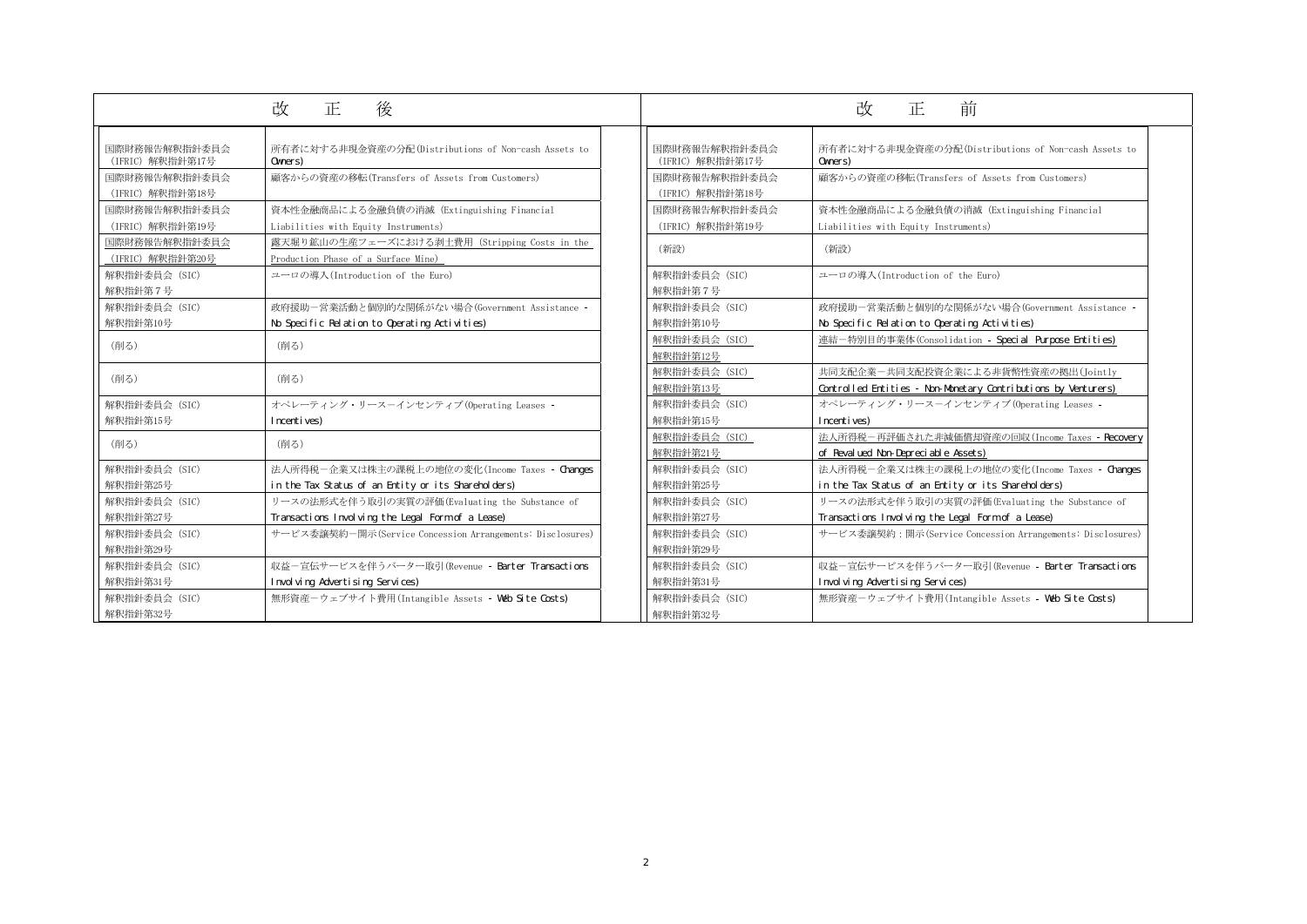| 改正後 | | 改正前 | |
|---|---|---|---|
| 国際財務報告解釈指針委員会 (IFRIC) 解釈指針第17号 | 所有者に対する非現金資産の分配(Distributions of Non-cash Assets to Owners) | 国際財務報告解釈指針委員会 (IFRIC) 解釈指針第17号 | 所有者に対する非現金資産の分配(Distributions of Non-cash Assets to Owners) |
| 国際財務報告解釈指針委員会 (IFRIC) 解釈指針第18号 | 顧客からの資産の移転(Transfers of Assets from Customers) | 国際財務報告解釈指針委員会 (IFRIC) 解釈指針第18号 | 顧客からの資産の移転(Transfers of Assets from Customers) |
| 国際財務報告解釈指針委員会 (IFRIC) 解釈指針第19号 | 資本性金融商品による金融負債の消滅 (Extinguishing Financial Liabilities with Equity Instruments) | 国際財務報告解釈指針委員会 (IFRIC) 解釈指針第19号 | 資本性金融商品による金融負債の消滅 (Extinguishing Financial Liabilities with Equity Instruments) |
| 国際財務報告解釈指針委員会 (IFRIC) 解釈指針第20号 | 露天掘り鉱山の生産フェーズにおける剥土費用 (Stripping Costs in the Production Phase of a Surface Mine) | (新設) | (新設) |
| 解釈指針委員会 (SIC) 解釈指針第7号 | ユーロの導入(Introduction of the Euro) | 解釈指針委員会 (SIC) 解釈指針第7号 | ユーロの導入(Introduction of the Euro) |
| 解釈指針委員会 (SIC) 解釈指針第10号 | 政府援助－営業活動と個別的な関係がない場合(Government Assistance - No Specific Relation to Operating Activities) | 解釈指針委員会 (SIC) 解釈指針第10号 | 政府援助－営業活動と個別的な関係がない場合(Government Assistance - No Specific Relation to Operating Activities) |
| (削る) | (削る) | 解釈指針委員会 (SIC) 解釈指針第12号 | 連結－特別目的事業体(Consolidation - Special Purpose Entities) |
| (削る) | (削る) | 解釈指針委員会 (SIC) 解釈指針第13号 | 共同支配企業－共同支配投資企業による非貨幣性資産の拠出(Jointly Controlled Entities - Non-Monetary Contributions by Venturers) |
| 解釈指針委員会 (SIC) 解釈指針第15号 | オペレーティング・リース－インセンティブ(Operating Leases - Incentives) | 解釈指針委員会 (SIC) 解釈指針第15号 | オペレーティング・リース－インセンティブ(Operating Leases - Incentives) |
| (削る) | (削る) | 解釈指針委員会 (SIC) 解釈指針第21号 | 法人所得税－再評価された非減価償却資産の回収(Income Taxes - Recovery of Revalued Non-Depreciable Assets) |
| 解釈指針委員会 (SIC) 解釈指針第25号 | 法人所得税－企業又は株主の課税上の地位の変化(Income Taxes - Changes in the Tax Status of an Entity or its Shareholders) | 解釈指針委員会 (SIC) 解釈指針第25号 | 法人所得税－企業又は株主の課税上の地位の変化(Income Taxes - Changes in the Tax Status of an Entity or its Shareholders) |
| 解釈指針委員会 (SIC) 解釈指針第27号 | リースの法形式を伴う取引の実質の評価(Evaluating the Substance of Transactions Involving the Legal Form of a Lease) | 解釈指針委員会 (SIC) 解釈指針第27号 | リースの法形式を伴う取引の実質の評価(Evaluating the Substance of Transactions Involving the Legal Form of a Lease) |
| 解釈指針委員会 (SIC) 解釈指針第29号 | サービス委譲契約－開示(Service Concession Arrangements: Disclosures) | 解釈指針委員会 (SIC) 解釈指針第29号 | サービス委譲契約：開示(Service Concession Arrangements: Disclosures) |
| 解釈指針委員会 (SIC) 解釈指針第31号 | 収益－宣伝サービスを伴うバーター取引(Revenue - Barter Transactions Involving Advertising Services) | 解釈指針委員会 (SIC) 解釈指針第31号 | 収益－宣伝サービスを伴うバーター取引(Revenue - Barter Transactions Involving Advertising Services) |
| 解釈指針委員会 (SIC) 解釈指針第32号 | 無形資産－ウェブサイト費用(Intangible Assets - Web Site Costs) | 解釈指針委員会 (SIC) 解釈指針第32号 | 無形資産－ウェブサイト費用(Intangible Assets - Web Site Costs) |